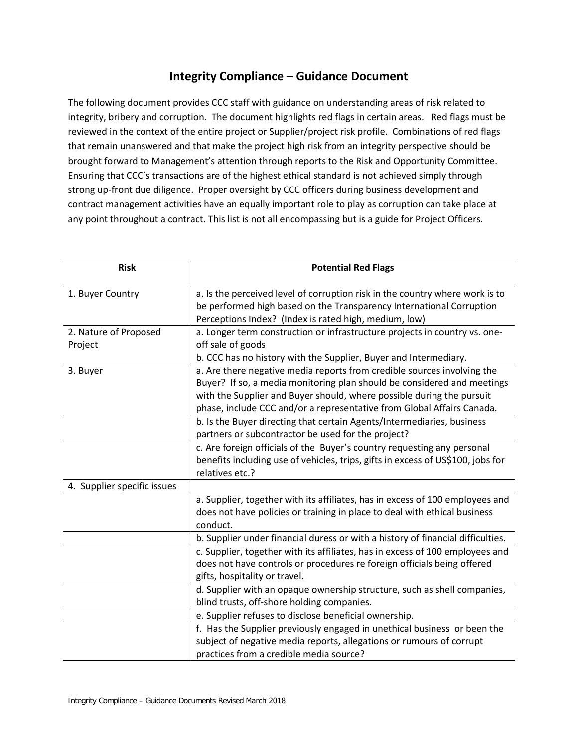# Integrity Compliance – Guidance Document

The following document provides CCC staff with guidance on understanding areas of risk related to integrity, bribery and corruption. The document highlights red flags in certain areas. Red flags must be reviewed in the context of the entire project or Supplier/project risk profile. Combinations of red flags that remain unanswered and that make the project high risk from an integrity perspective should be brought forward to Management's attention through reports to the Risk and Opportunity Committee. Ensuring that CCC's transactions are of the highest ethical standard is not achieved simply through strong up-front due diligence. Proper oversight by CCC officers during business development and contract management activities have an equally important role to play as corruption can take place at any point throughout a contract. This list is not all encompassing but is a guide for Project Officers.

| Risk | Potential Red Flags |
|---|---|
| 1. Buyer Country | a. Is the perceived level of corruption risk in the country where work is to be performed high based on the Transparency International Corruption Perceptions Index? (Index is rated high, medium, low) |
| 2. Nature of Proposed Project | a. Longer term construction or infrastructure projects in country vs. one-off sale of goods<br>b. CCC has no history with the Supplier, Buyer and Intermediary. |
| 3. Buyer | a. Are there negative media reports from credible sources involving the Buyer? If so, a media monitoring plan should be considered and meetings with the Supplier and Buyer should, where possible during the pursuit phase, include CCC and/or a representative from Global Affairs Canada. |
| | b. Is the Buyer directing that certain Agents/Intermediaries, business partners or subcontractor be used for the project? |
| | c. Are foreign officials of the Buyer's country requesting any personal benefits including use of vehicles, trips, gifts in excess of US$100, jobs for relatives etc.? |
| 4. Supplier specific issues | |
| | a. Supplier, together with its affiliates, has in excess of 100 employees and does not have policies or training in place to deal with ethical business conduct. |
| | b. Supplier under financial duress or with a history of financial difficulties. |
| | c. Supplier, together with its affiliates, has in excess of 100 employees and does not have controls or procedures re foreign officials being offered gifts, hospitality or travel. |
| | d. Supplier with an opaque ownership structure, such as shell companies, blind trusts, off-shore holding companies. |
| | e. Supplier refuses to disclose beneficial ownership. |
| | f. Has the Supplier previously engaged in unethical business or been the subject of negative media reports, allegations or rumours of corrupt practices from a credible media source? |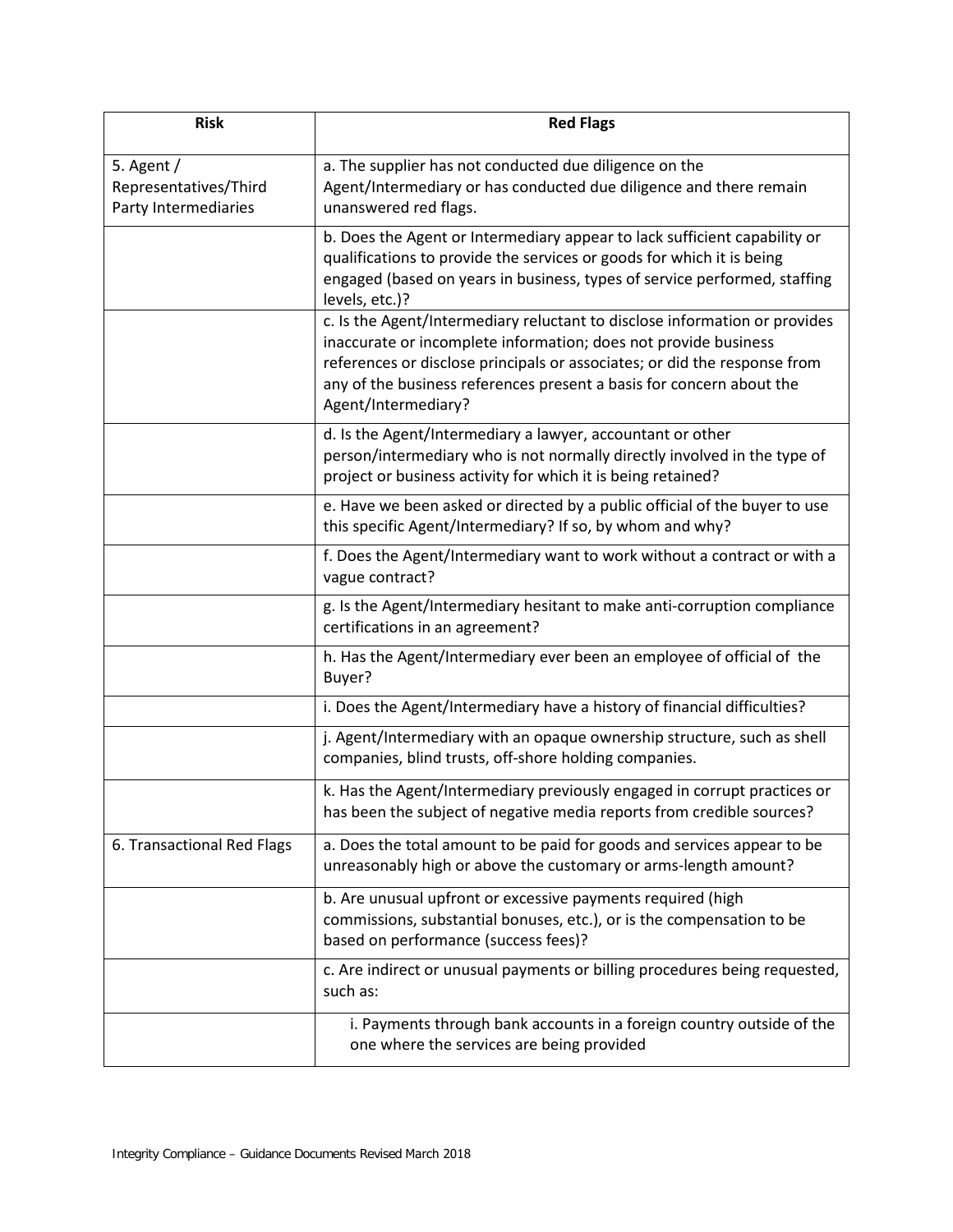| Risk | Red Flags |
| --- | --- |
| 5. Agent / Representatives/Third Party Intermediaries | a. The supplier has not conducted due diligence on the Agent/Intermediary or has conducted due diligence and there remain unanswered red flags. |
| | b. Does the Agent or Intermediary appear to lack sufficient capability or qualifications to provide the services or goods for which it is being engaged (based on years in business, types of service performed, staffing levels, etc.)? |
| | c. Is the Agent/Intermediary reluctant to disclose information or provides inaccurate or incomplete information; does not provide business references or disclose principals or associates; or did the response from any of the business references present a basis for concern about the Agent/Intermediary? |
| | d. Is the Agent/Intermediary a lawyer, accountant or other person/intermediary who is not normally directly involved in the type of project or business activity for which it is being retained? |
| | e. Have we been asked or directed by a public official of the buyer to use this specific Agent/Intermediary? If so, by whom and why? |
| | f. Does the Agent/Intermediary want to work without a contract or with a vague contract? |
| | g. Is the Agent/Intermediary hesitant to make anti-corruption compliance certifications in an agreement? |
| | h. Has the Agent/Intermediary ever been an employee of official of the Buyer? |
| | i. Does the Agent/Intermediary have a history of financial difficulties? |
| | j. Agent/Intermediary with an opaque ownership structure, such as shell companies, blind trusts, off-shore holding companies. |
| | k. Has the Agent/Intermediary previously engaged in corrupt practices or has been the subject of negative media reports from credible sources? |
| 6. Transactional Red Flags | a. Does the total amount to be paid for goods and services appear to be unreasonably high or above the customary or arms-length amount? |
| | b. Are unusual upfront or excessive payments required (high commissions, substantial bonuses, etc.), or is the compensation to be based on performance (success fees)? |
| | c. Are indirect or unusual payments or billing procedures being requested, such as: |
| | i. Payments through bank accounts in a foreign country outside of the one where the services are being provided |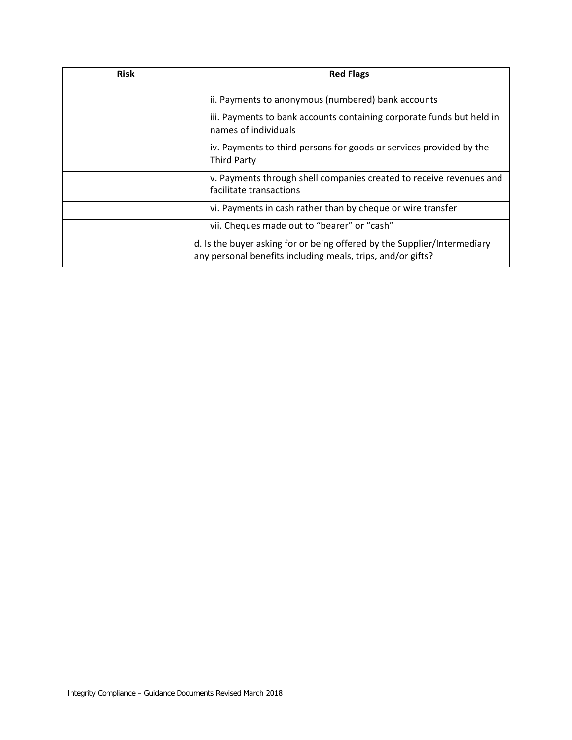| Risk | Red Flags |
| --- | --- |
| | ii. Payments to anonymous (numbered) bank accounts |
| | iii. Payments to bank accounts containing corporate funds but held in names of individuals |
| | iv. Payments to third persons for goods or services provided by the Third Party |
| | v. Payments through shell companies created to receive revenues and facilitate transactions |
| | vi. Payments in cash rather than by cheque or wire transfer |
| | vii. Cheques made out to "bearer" or "cash" |
| | d. Is the buyer asking for or being offered by the Supplier/Intermediary any personal benefits including meals, trips, and/or gifts? |